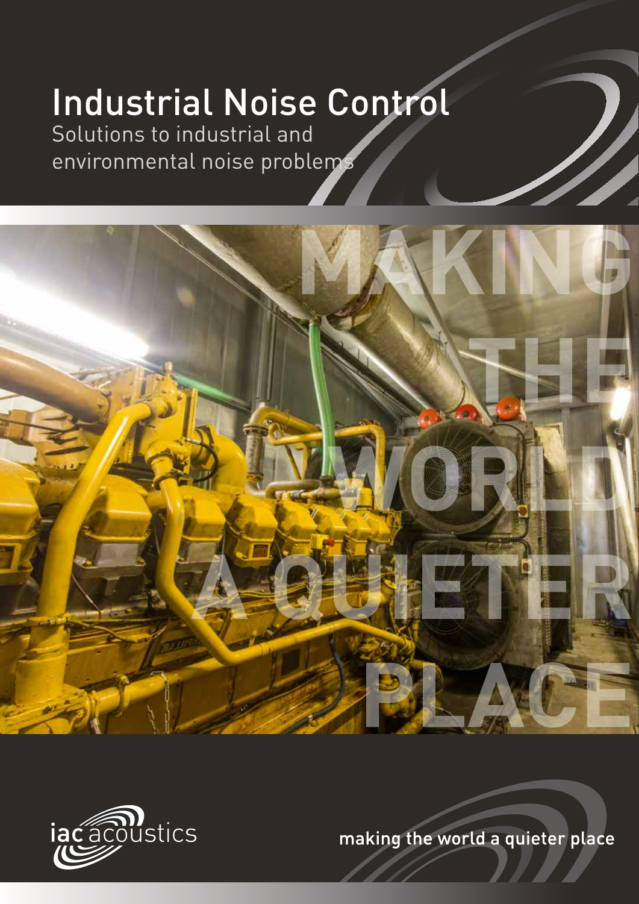# Industrial Noise Control

Solutions to industrial and environmental noise problems

MAKING THE WORLD A QUIETER PLACE

iac acoustics

making the world a quieter place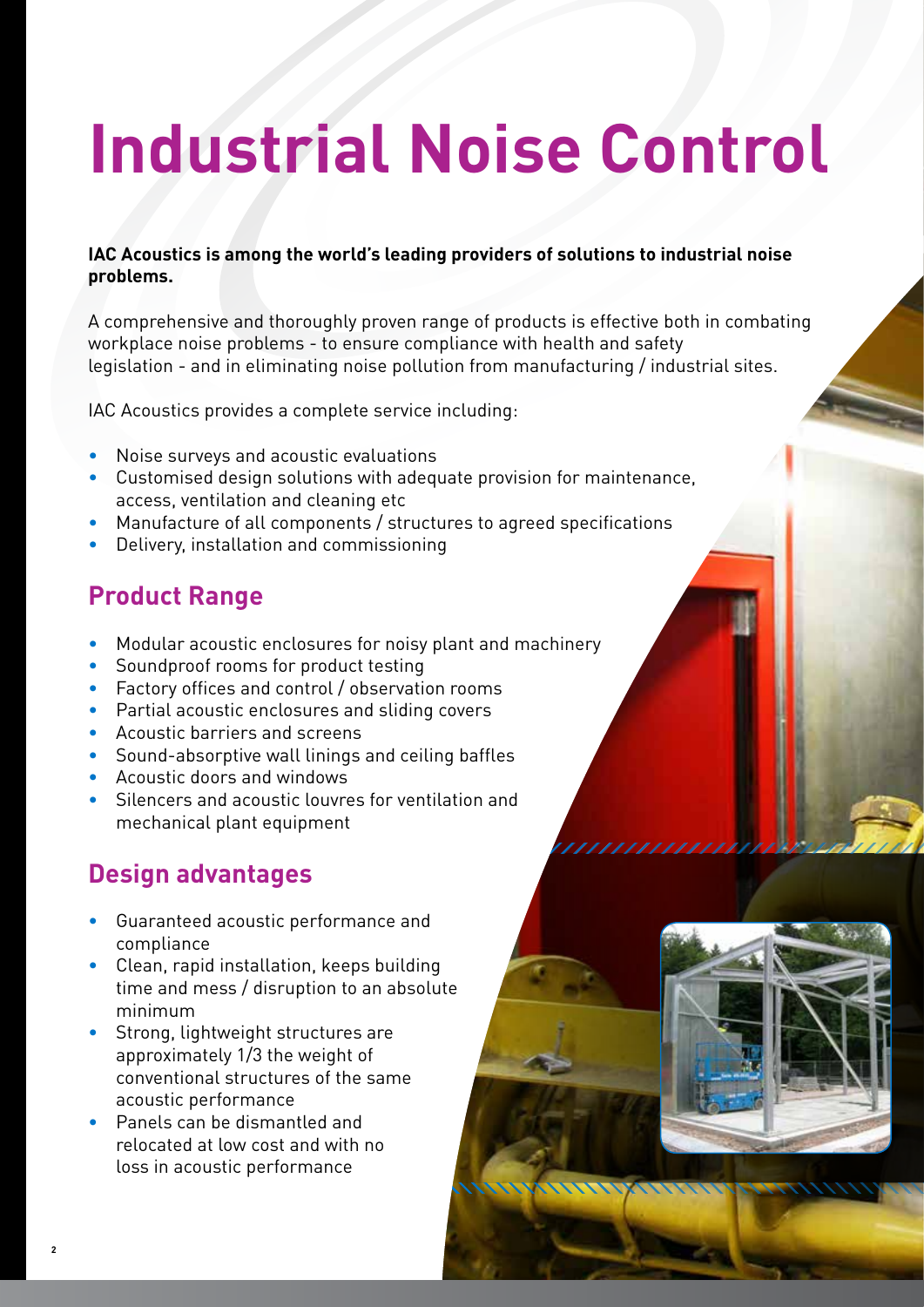# Industrial Noise Control

**IAC Acoustics is among the world's leading providers of solutions to industrial noise problems.**

A comprehensive and thoroughly proven range of products is effective both in combating workplace noise problems - to ensure compliance with health and safety legislation - and in eliminating noise pollution from manufacturing / industrial sites.

IAC Acoustics provides a complete service including:

- Noise surveys and acoustic evaluations
- Customised design solutions with adequate provision for maintenance, access, ventilation and cleaning etc
- Manufacture of all components / structures to agreed specifications
- Delivery, installation and commissioning

## Product Range

- Modular acoustic enclosures for noisy plant and machinery
- Soundproof rooms for product testing
- Factory offices and control / observation rooms
- Partial acoustic enclosures and sliding covers
- Acoustic barriers and screens
- Sound-absorptive wall linings and ceiling baffles
- Acoustic doors and windows
- Silencers and acoustic louvres for ventilation and mechanical plant equipment

## Design advantages

- Guaranteed acoustic performance and compliance
- Clean, rapid installation, keeps building time and mess / disruption to an absolute minimum
- Strong, lightweight structures are approximately 1/3 the weight of conventional structures of the same acoustic performance
- Panels can be dismantled and relocated at low cost and with no loss in acoustic performance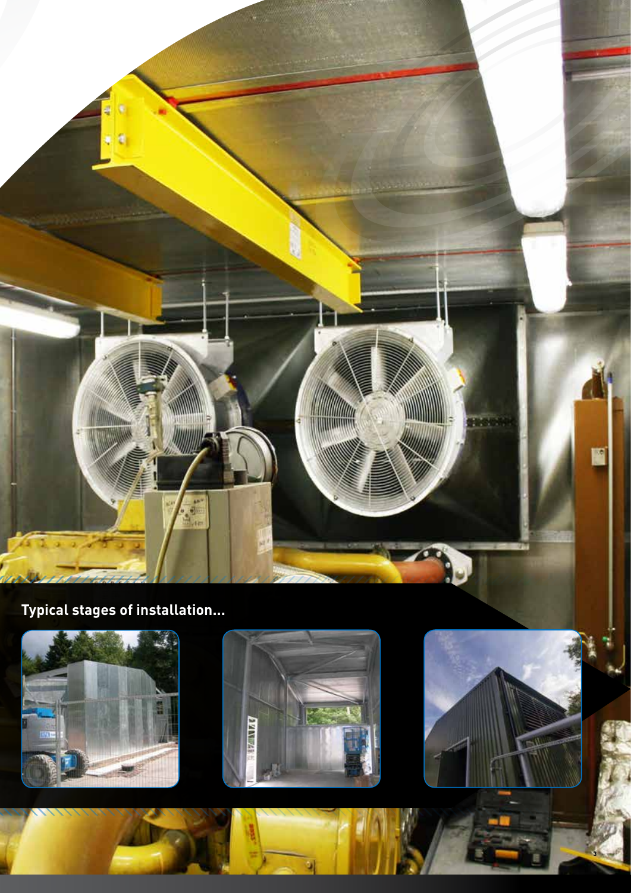**Typical stages of installation...**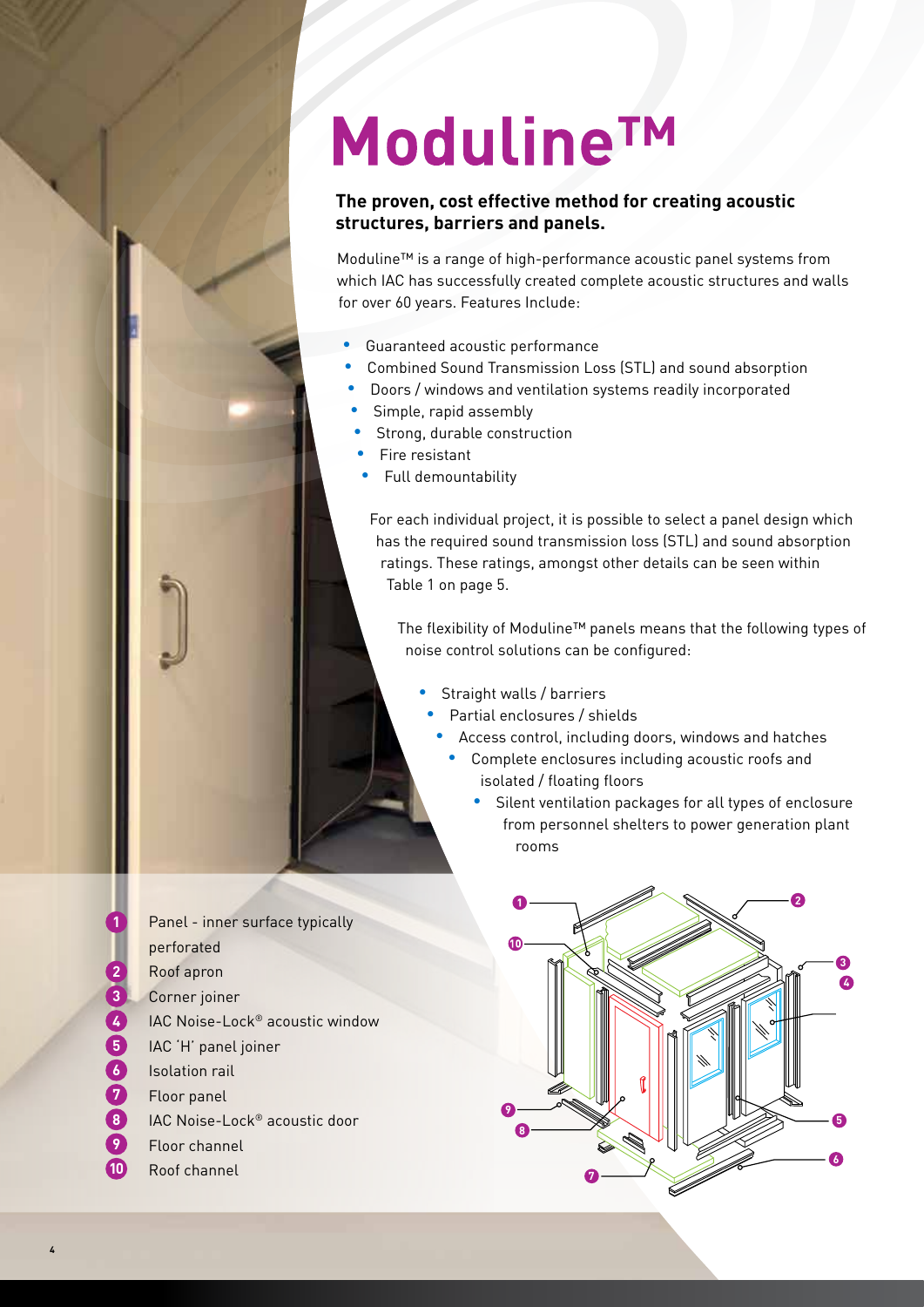# Moduline™

**The proven, cost effective method for creating acoustic structures, barriers and panels.**

Moduline™ is a range of high-performance acoustic panel systems from which IAC has successfully created complete acoustic structures and walls for over 60 years. Features Include:

- Guaranteed acoustic performance
- Combined Sound Transmission Loss (STL) and sound absorption
- Doors / windows and ventilation systems readily incorporated
- Simple, rapid assembly
- Strong, durable construction
- Fire resistant
- Full demountability

For each individual project, it is possible to select a panel design which has the required sound transmission loss (STL) and sound absorption ratings. These ratings, amongst other details can be seen within Table 1 on page 5.

The flexibility of Moduline™ panels means that the following types of noise control solutions can be configured:

- Straight walls / barriers
- Partial enclosures / shields
- Access control, including doors, windows and hatches
- Complete enclosures including acoustic roofs and isolated / floating floors
- Silent ventilation packages for all types of enclosure from personnel shelters to power generation plant rooms

1. Panel - inner surface typically perforated
2. Roof apron
3. Corner joiner
4. IAC Noise-Lock® acoustic window
5. IAC 'H' panel joiner
6. Isolation rail
7. Floor panel
8. IAC Noise-Lock® acoustic door
9. Floor channel
10. Roof channel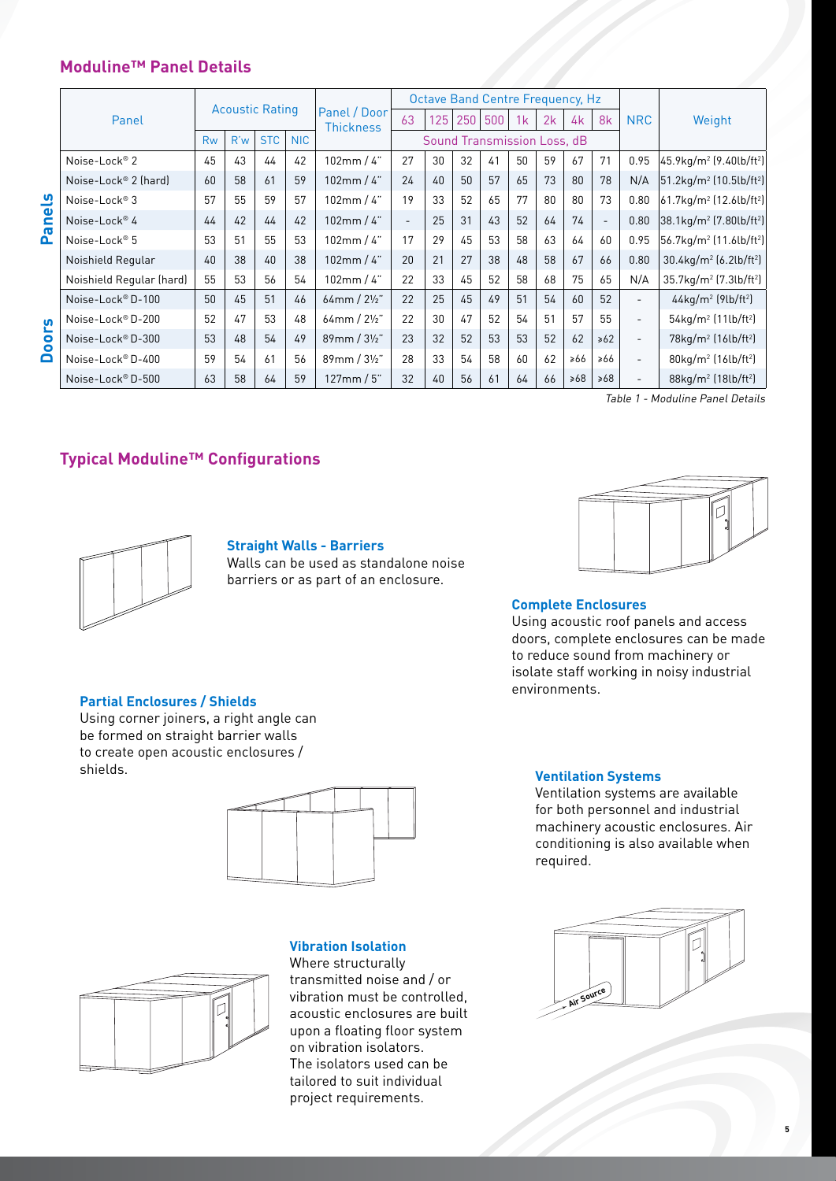## Moduline™ Panel Details

| | Panel | Acoustic Rating | | | | Panel / Door Thickness | Octave Band Centre Frequency, Hz | | | | | | | | NRC | Weight |
|---|---|---|---|---|---|---|---|---|---|---|---|---|---|---|---|---|
| | | Rw | R'w | STC | NIC | | 63 | 125 | 250 | 500 | 1k | 2k | 4k | 8k | | |
| | | | | | | | Sound Transmission Loss, dB | | | | | | | | | |
| Panels | Noise-Lock® 2 | 45 | 43 | 44 | 42 | 102mm / 4" | 27 | 30 | 32 | 41 | 50 | 59 | 67 | 71 | 0.95 | 45.9kg/m² (9.40lb/ft²) |
| | Noise-Lock® 2 (hard) | 60 | 58 | 61 | 59 | 102mm / 4" | 24 | 40 | 50 | 57 | 65 | 73 | 80 | 78 | N/A | 51.2kg/m² (10.5lb/ft²) |
| | Noise-Lock® 3 | 57 | 55 | 59 | 57 | 102mm / 4" | 19 | 33 | 52 | 65 | 77 | 80 | 80 | 73 | 0.80 | 61.7kg/m² (12.6lb/ft²) |
| | Noise-Lock® 4 | 44 | 42 | 44 | 42 | 102mm / 4" | - | 25 | 31 | 43 | 52 | 64 | 74 | - | 0.80 | 38.1kg/m² (7.80lb/ft²) |
| | Noise-Lock® 5 | 53 | 51 | 55 | 53 | 102mm / 4" | 17 | 29 | 45 | 53 | 58 | 63 | 64 | 60 | 0.95 | 56.7kg/m² (11.6lb/ft²) |
| | Noishield Regular | 40 | 38 | 40 | 38 | 102mm / 4" | 20 | 21 | 27 | 38 | 48 | 58 | 67 | 66 | 0.80 | 30.4kg/m² (6.2lb/ft²) |
| | Noishield Regular (hard) | 55 | 53 | 56 | 54 | 102mm / 4" | 22 | 33 | 45 | 52 | 58 | 68 | 75 | 65 | N/A | 35.7kg/m² (7.3lb/ft²) |
| Doors | Noise-Lock® D-100 | 50 | 45 | 51 | 46 | 64mm / 2½" | 22 | 25 | 45 | 49 | 51 | 54 | 60 | 52 | - | 44kg/m² (9lb/ft²) |
| | Noise-Lock® D-200 | 52 | 47 | 53 | 48 | 64mm / 2½" | 22 | 30 | 47 | 52 | 54 | 51 | 57 | 55 | - | 54kg/m² (11lb/ft²) |
| | Noise-Lock® D-300 | 53 | 48 | 54 | 49 | 89mm / 3½" | 23 | 32 | 52 | 53 | 53 | 52 | 62 | ≥62 | - | 78kg/m² (16lb/ft²) |
| | Noise-Lock® D-400 | 59 | 54 | 61 | 56 | 89mm / 3½" | 28 | 33 | 54 | 58 | 60 | 62 | ≥66 | ≥66 | - | 80kg/m² (16lb/ft²) |
| | Noise-Lock® D-500 | 63 | 58 | 64 | 59 | 127mm / 5" | 32 | 40 | 56 | 61 | 64 | 66 | ≥68 | ≥68 | - | 88kg/m² (18lb/ft²) |

*Table 1 - Moduline Panel Details*

## Typical Moduline™ Configurations

### Straight Walls - Barriers

Walls can be used as standalone noise barriers or as part of an enclosure.

### Complete Enclosures

Using acoustic roof panels and access doors, complete enclosures can be made to reduce sound from machinery or isolate staff working in noisy industrial environments.

### Partial Enclosures / Shields

Using corner joiners, a right angle can be formed on straight barrier walls to create open acoustic enclosures / shields.

### Ventilation Systems

Ventilation systems are available for both personnel and industrial machinery acoustic enclosures. Air conditioning is also available when required.

### Vibration Isolation

Where structurally transmitted noise and / or vibration must be controlled, acoustic enclosures are built upon a floating floor system on vibration isolators. The isolators used can be tailored to suit individual project requirements.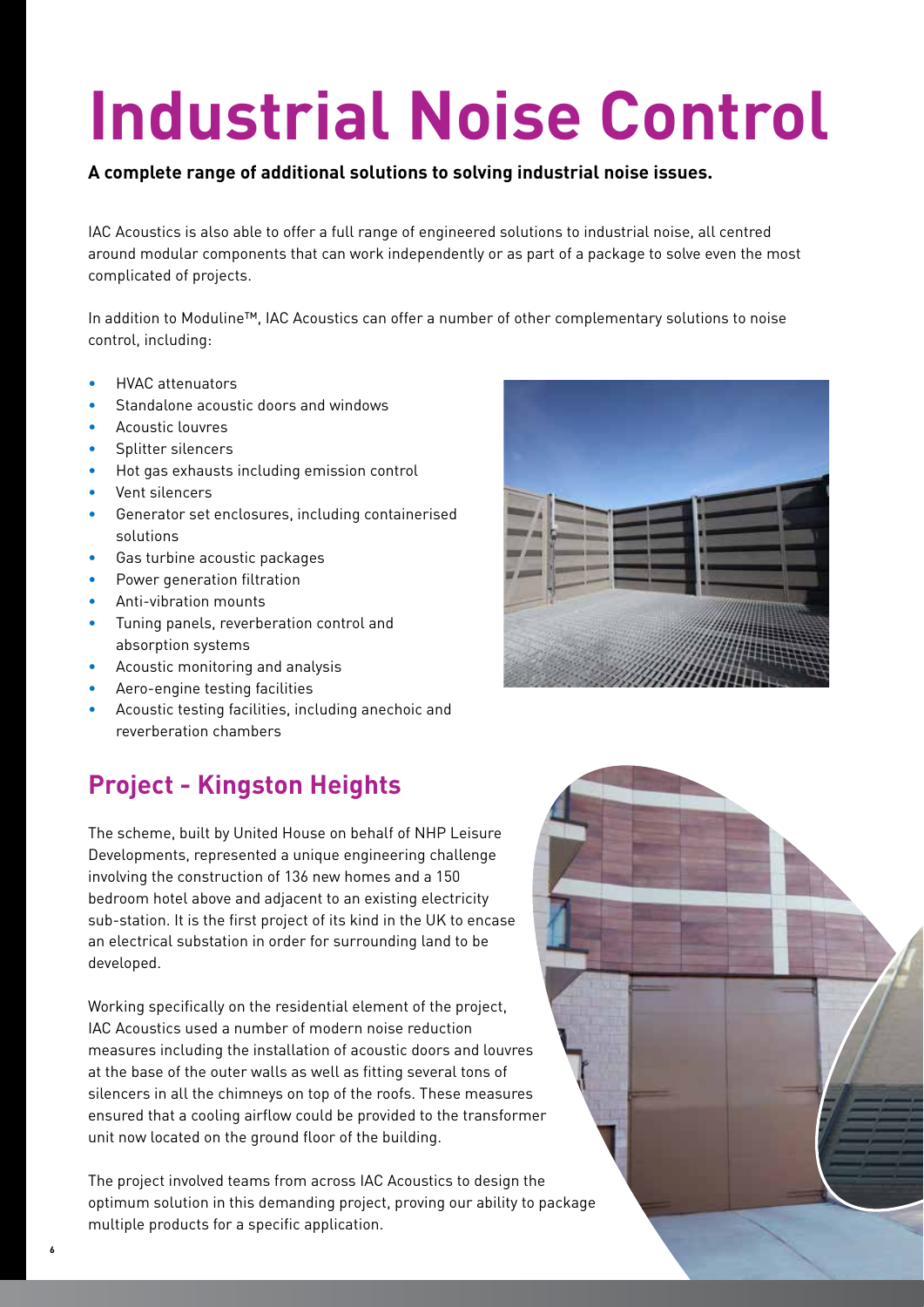# Industrial Noise Control

**A complete range of additional solutions to solving industrial noise issues.**

IAC Acoustics is also able to offer a full range of engineered solutions to industrial noise, all centred around modular components that can work independently or as part of a package to solve even the most complicated of projects.

In addition to Moduline™, IAC Acoustics can offer a number of other complementary solutions to noise control, including:

- HVAC attenuators
- Standalone acoustic doors and windows
- Acoustic louvres
- Splitter silencers
- Hot gas exhausts including emission control
- Vent silencers
- Generator set enclosures, including containerised solutions
- Gas turbine acoustic packages
- Power generation filtration
- Anti-vibration mounts
- Tuning panels, reverberation control and absorption systems
- Acoustic monitoring and analysis
- Aero-engine testing facilities
- Acoustic testing facilities, including anechoic and reverberation chambers

## Project - Kingston Heights

The scheme, built by United House on behalf of NHP Leisure Developments, represented a unique engineering challenge involving the construction of 136 new homes and a 150 bedroom hotel above and adjacent to an existing electricity sub-station. It is the first project of its kind in the UK to encase an electrical substation in order for surrounding land to be developed.

Working specifically on the residential element of the project, IAC Acoustics used a number of modern noise reduction measures including the installation of acoustic doors and louvres at the base of the outer walls as well as fitting several tons of silencers in all the chimneys on top of the roofs. These measures ensured that a cooling airflow could be provided to the transformer unit now located on the ground floor of the building.

The project involved teams from across IAC Acoustics to design the optimum solution in this demanding project, proving our ability to package multiple products for a specific application.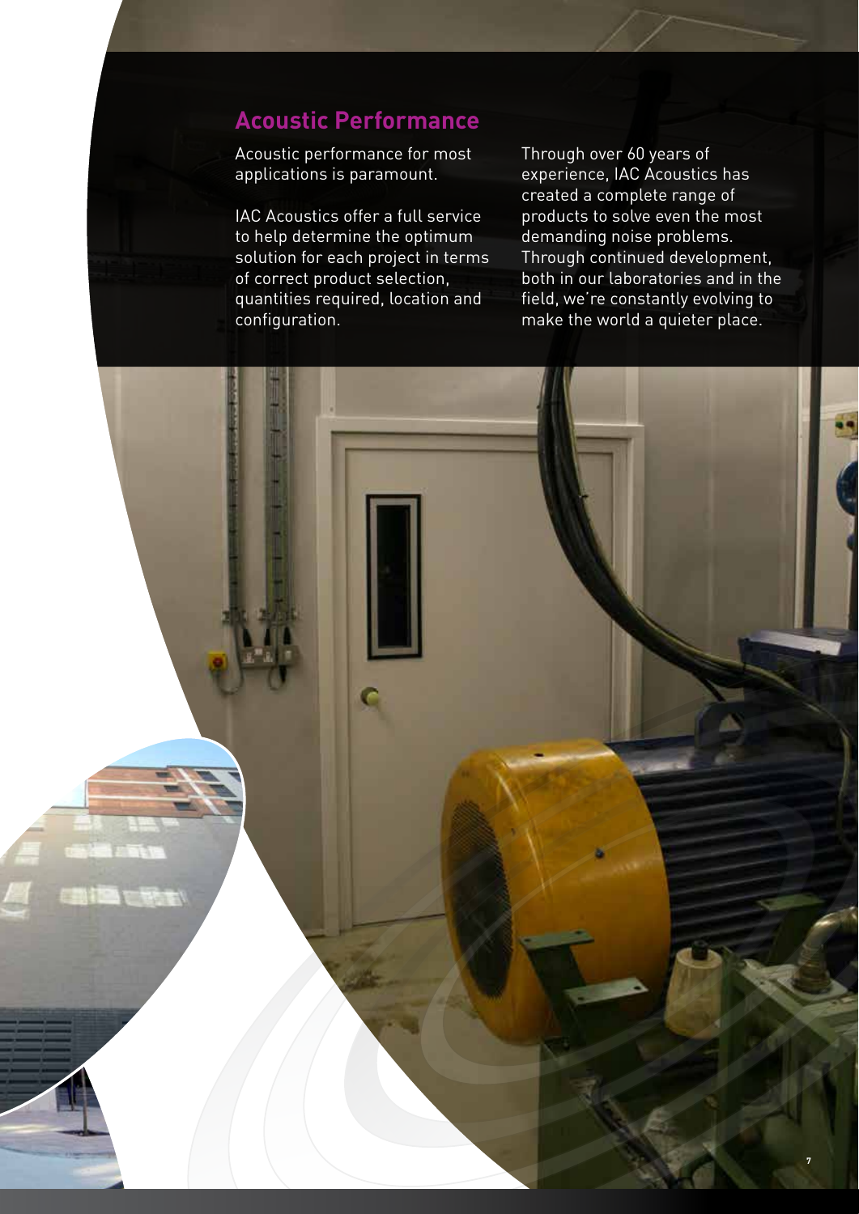## Acoustic Performance

Acoustic performance for most applications is paramount.

IAC Acoustics offer a full service to help determine the optimum solution for each project in terms of correct product selection, quantities required, location and configuration.

Through over 60 years of experience, IAC Acoustics has created a complete range of products to solve even the most demanding noise problems. Through continued development, both in our laboratories and in the field, we're constantly evolving to make the world a quieter place.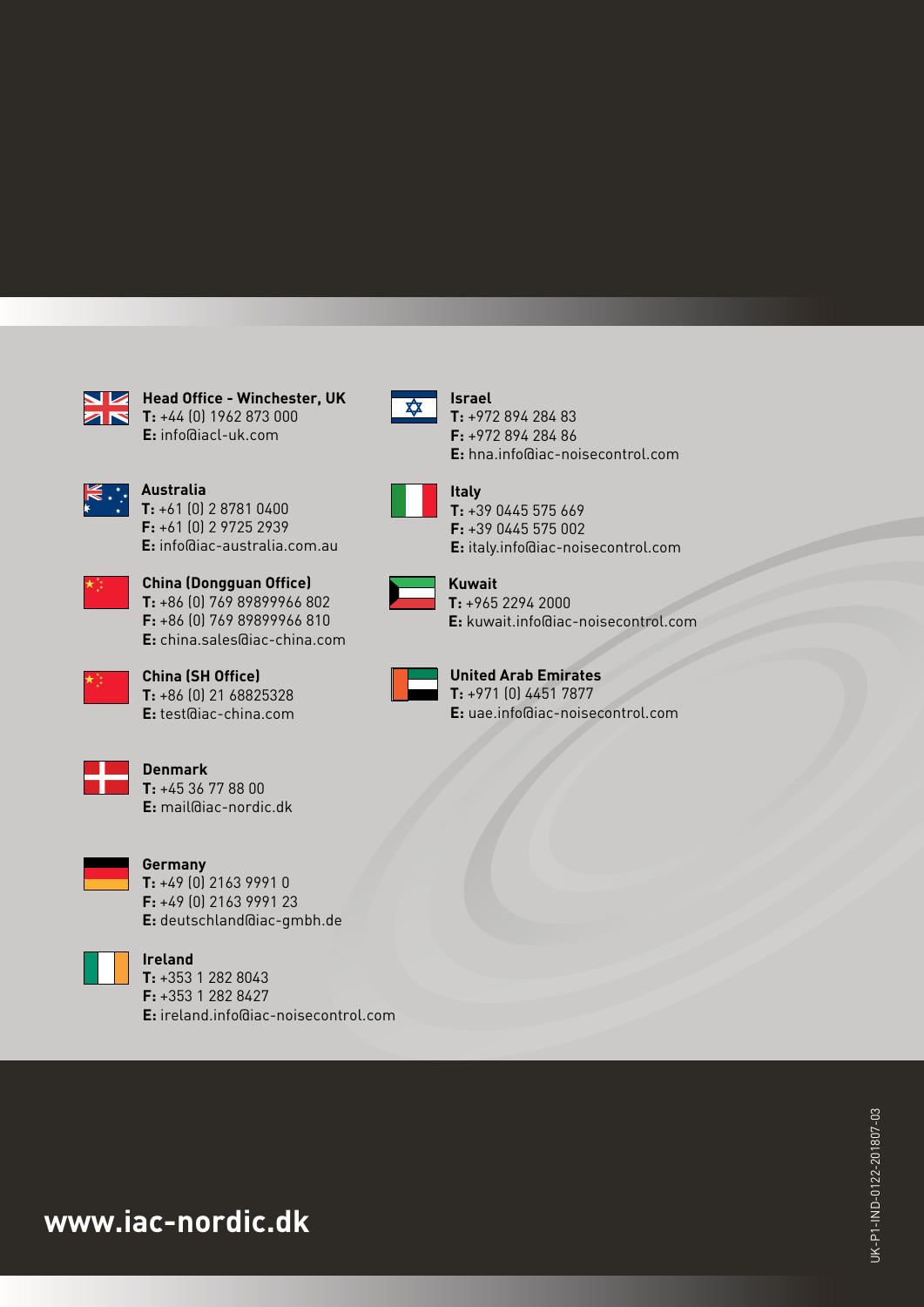**Head Office - Winchester, UK**
**T:** +44 (0) 1962 873 000
**E:** info@iacl-uk.com

**Australia**
**T:** +61 (0) 2 8781 0400
**F:** +61 (0) 2 9725 2939
**E:** info@iac-australia.com.au

**China (Dongguan Office)**
**T:** +86 (0) 769 89899966 802
**F:** +86 (0) 769 89899966 810
**E:** china.sales@iac-china.com

**China (SH Office)**
**T:** +86 (0) 21 68825328
**E:** test@iac-china.com

**Denmark**
**T:** +45 36 77 88 00
**E:** mail@iac-nordic.dk

**Germany**
**T:** +49 (0) 2163 9991 0
**F:** +49 (0) 2163 9991 23
**E:** deutschland@iac-gmbh.de

**Ireland**
**T:** +353 1 282 8043
**F:** +353 1 282 8427
**E:** ireland.info@iac-noisecontrol.com

**Israel**
**T:** +972 894 284 83
**F:** +972 894 284 86
**E:** hna.info@iac-noisecontrol.com

**Italy**
**T:** +39 0445 575 669
**F:** +39 0445 575 002
**E:** italy.info@iac-noisecontrol.com

**Kuwait**
**T:** +965 2294 2000
**E:** kuwait.info@iac-noisecontrol.com

**United Arab Emirates**
**T:** +971 (0) 4451 7877
**E:** uae.info@iac-noisecontrol.com

**www.iac-nordic.dk**

UK-P1-IND-0122-201807-03